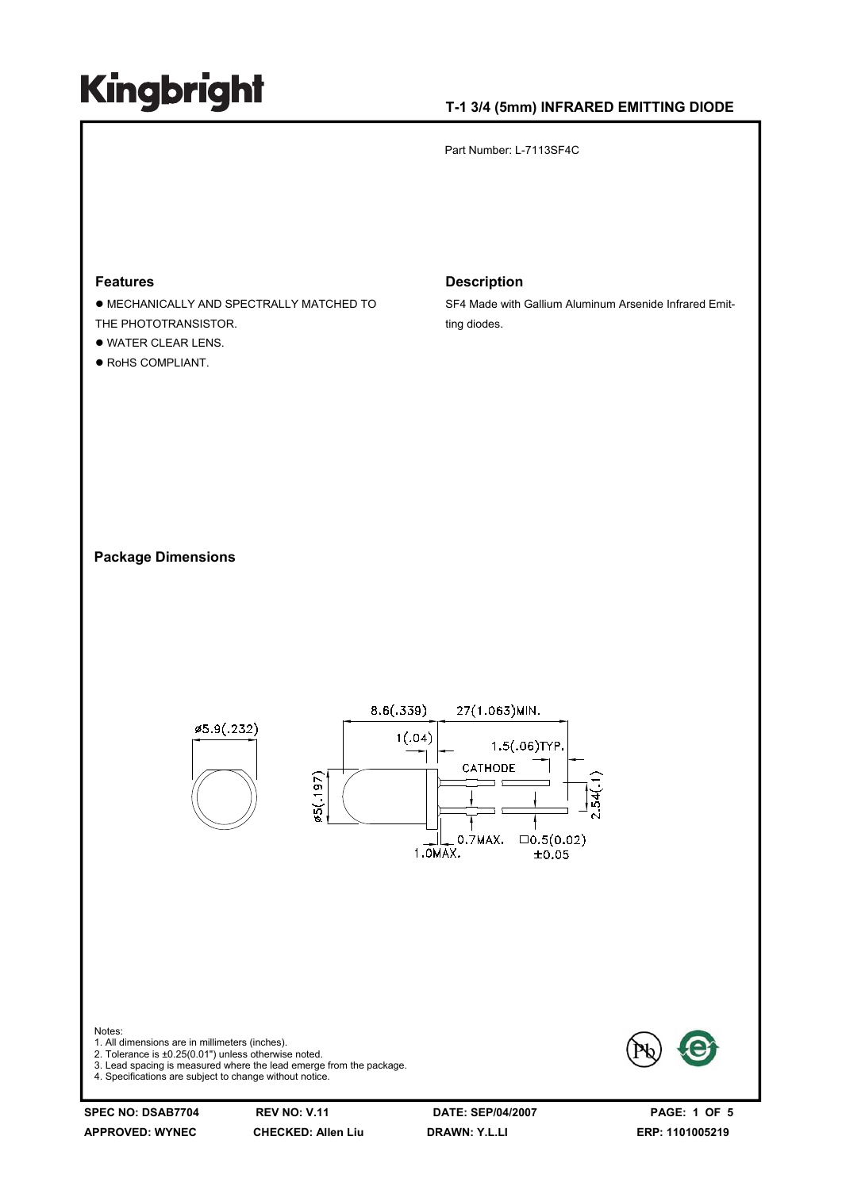# Kingbright

## T-1 3/4 (5mm) INFRARED EMITTING DIODE

Part Number: L-7113SF4C

### Features

- MECHANICALLY AND SPECTRALLY MATCHED TO THE PHOTOTRANSISTOR.
- WATER CLEAR LENS.
- RoHS COMPLIANT.

### Description

SF4 Made with Gallium Aluminum Arsenide Infrared Emitting diodes.

### Package Dimensions

ø5.9(.232)

8.6(.339) 27(1.063)MIN.

1(.04) 1.5(.06)TYP.

CATHODE

ø5(.197) 2.54(.1)

0.7MAX. □0.5(0.02) ±0.05

1.0MAX.

Notes:
1. All dimensions are in millimeters (inches).
2. Tolerance is ±0.25(0.01") unless otherwise noted.
3. Lead spacing is measured where the lead emerge from the package.
4. Specifications are subject to change without notice.

| SPEC NO: DSAB7704 | REV NO: V.11 | DATE: SEP/04/2007 |
|---|---|---|
| APPROVED: WYNEC | CHECKED: Allen Liu | DRAWN: Y.L.LI |

ERP: 1101005219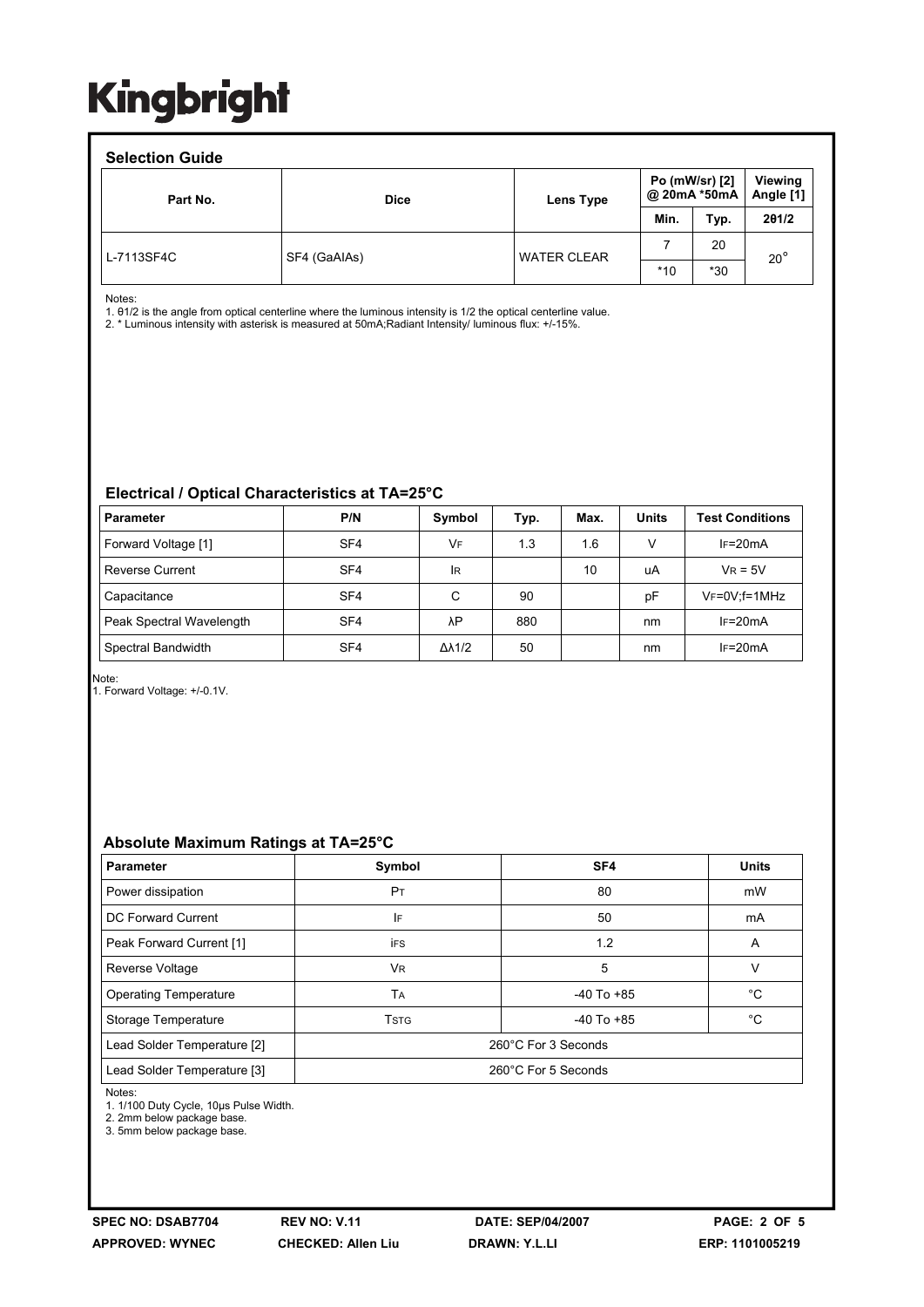# Kingbright

## Selection Guide

| Part No. | Dice | Lens Type | Po (mW/sr) [2] @ 20mA *50mA | | Viewing Angle [1] |
|---|---|---|---|---|---|
| | | | Min. | Typ. | 2θ1/2 |
| L-7113SF4C | SF4 (GaAlAs) | WATER CLEAR | 7 | 20 | 20° |
| | | | *10 | *30 | |

Notes:
1. θ1/2 is the angle from optical centerline where the luminous intensity is 1/2 the optical centerline value.
2. * Luminous intensity with asterisk is measured at 50mA;Radiant Intensity/ luminous flux: +/-15%.

## Electrical / Optical Characteristics at TA=25°C

| Parameter | P/N | Symbol | Typ. | Max. | Units | Test Conditions |
|---|---|---|---|---|---|---|
| Forward Voltage [1] | SF4 | $V_F$ | 1.3 | 1.6 | V | $I_F$=20mA |
| Reverse Current | SF4 | $I_R$ | | 10 | uA | $V_R$ = 5V |
| Capacitance | SF4 | C | 90 | | pF | $V_F$=0V;f=1MHz |
| Peak Spectral Wavelength | SF4 | λP | 880 | | nm | $I_F$=20mA |
| Spectral Bandwidth | SF4 | Δλ1/2 | 50 | | nm | $I_F$=20mA |

Note:
1. Forward Voltage: +/-0.1V.

## Absolute Maximum Ratings at TA=25°C

| Parameter | Symbol | SF4 | Units |
|---|---|---|---|
| Power dissipation | $P_T$ | 80 | mW |
| DC Forward Current | $I_F$ | 50 | mA |
| Peak Forward Current [1] | $i_{FS}$ | 1.2 | A |
| Reverse Voltage | $V_R$ | 5 | V |
| Operating Temperature | $T_A$ | -40 To +85 | °C |
| Storage Temperature | $T_{STG}$ | -40 To +85 | °C |
| Lead Solder Temperature [2] | 260°C For 3 Seconds | | |
| Lead Solder Temperature [3] | 260°C For 5 Seconds | | |

Notes:
1. 1/100 Duty Cycle, 10μs Pulse Width.
2. 2mm below package base.
3. 5mm below package base.

SPEC NO: DSAB7704 REV NO: V.11 DATE: SEP/04/2007
APPROVED: WYNEC CHECKED: Allen Liu DRAWN: Y.L.LI ERP: 1101005219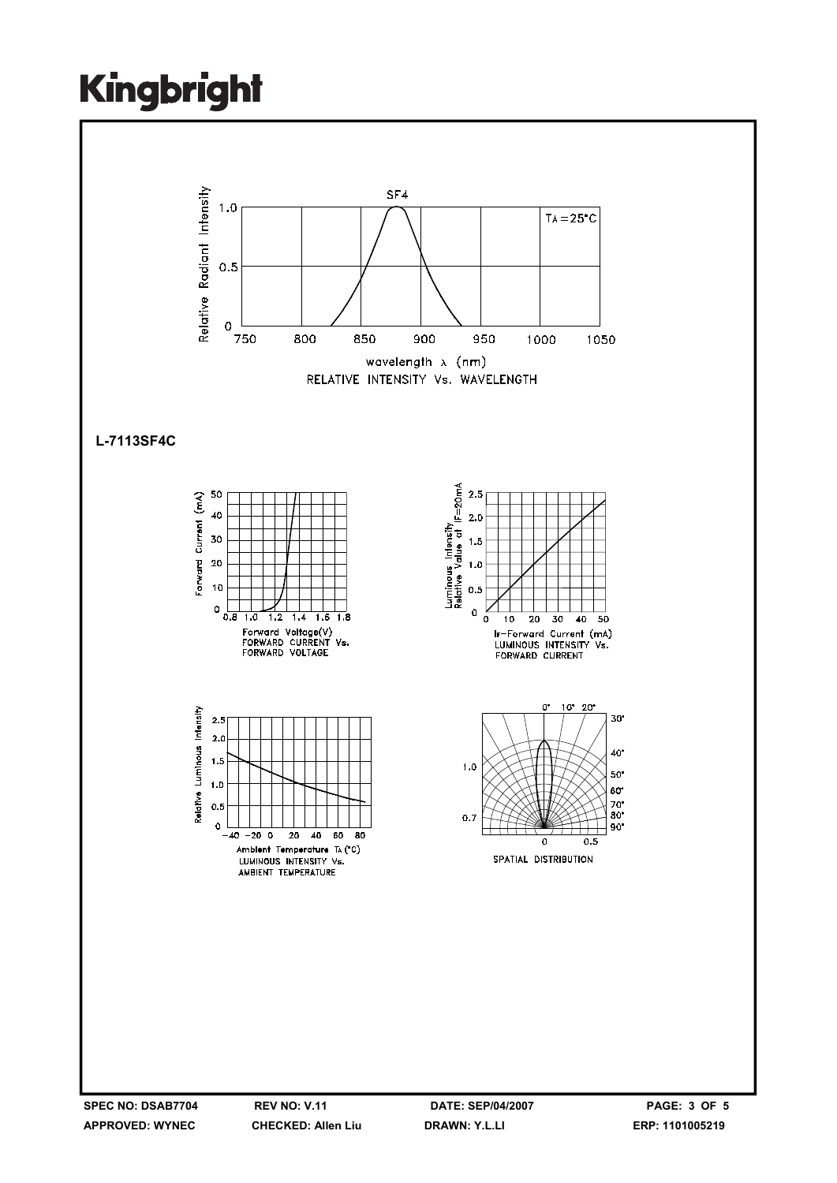SF4

$T_A = 25°C$

Relative Radiant Intensity

wavelength λ (nm)

RELATIVE INTENSITY Vs. WAVELENGTH

**L-7113SF4C**

Forward Voltage(V)
FORWARD CURRENT Vs.
FORWARD VOLTAGE

$I_F$–Forward Current (mA)
LUMINOUS INTENSITY Vs.
FORWARD CURRENT

Ambient Temperature $T_A$ (°C)
LUMINOUS INTENSITY Vs.
AMBIENT TEMPERATURE

SPATIAL DISTRIBUTION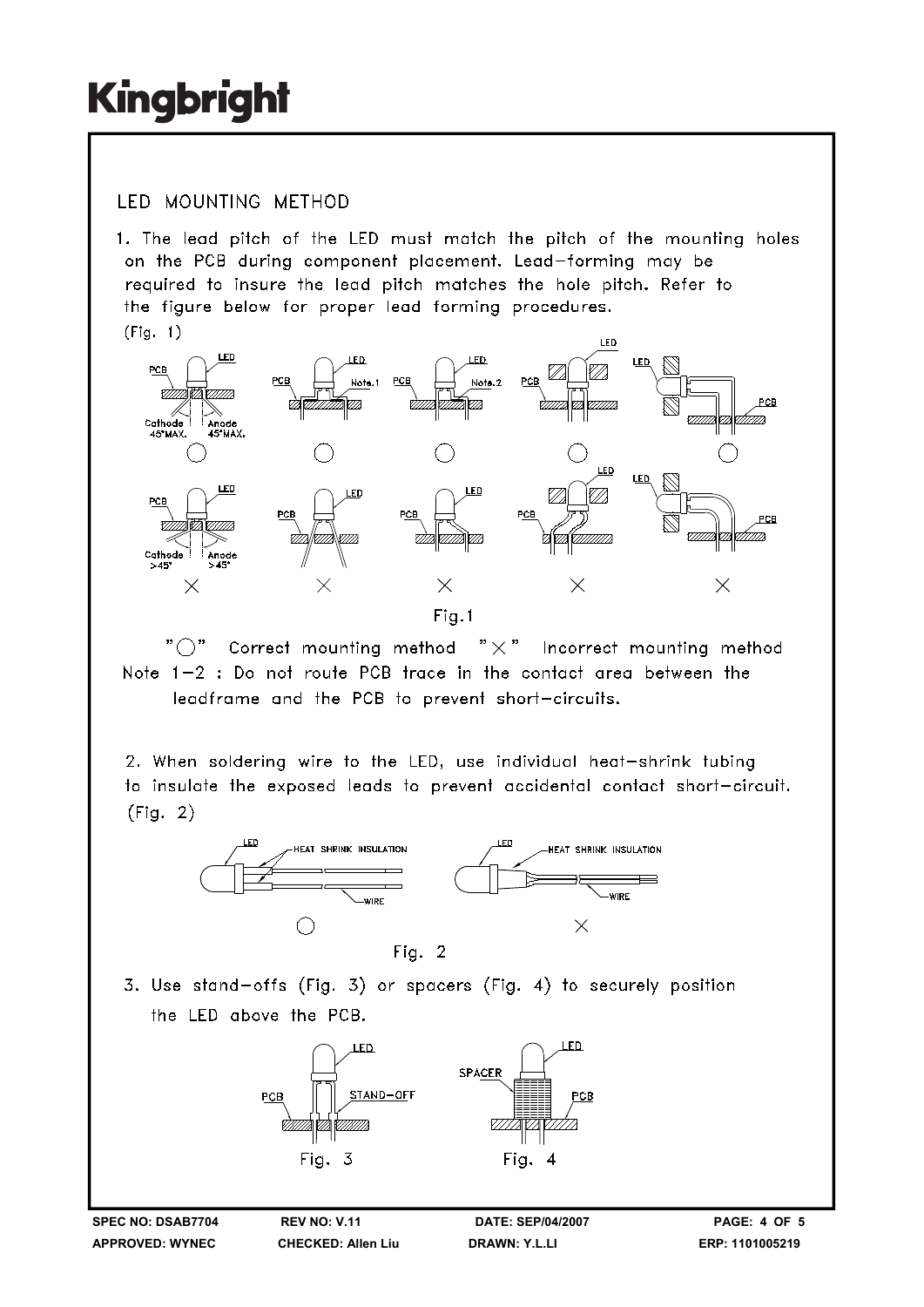## LED MOUNTING METHOD

1. The lead pitch of the LED must match the pitch of the mounting holes on the PCB during component placement. Lead-forming may be required to insure the lead pitch matches the hole pitch. Refer to the figure below for proper lead forming procedures. (Fig. 1)

Fig.1

"○" Correct mounting method "×" Incorrect mounting method

Note 1-2 : Do not route PCB trace in the contact area between the leadframe and the PCB to prevent short-circuits.

2. When soldering wire to the LED, use individual heat-shrink tubing to insulate the exposed leads to prevent accidental contact short-circuit. (Fig. 2)

Fig. 2

3. Use stand-offs (Fig. 3) or spacers (Fig. 4) to securely position the LED above the PCB.

Fig. 3 Fig. 4

SPEC NO: DSAB7704 REV NO: V.11 DATE: SEP/04/2007
APPROVED: WYNEC CHECKED: Allen Liu DRAWN: Y.L.LI ERP: 1101005219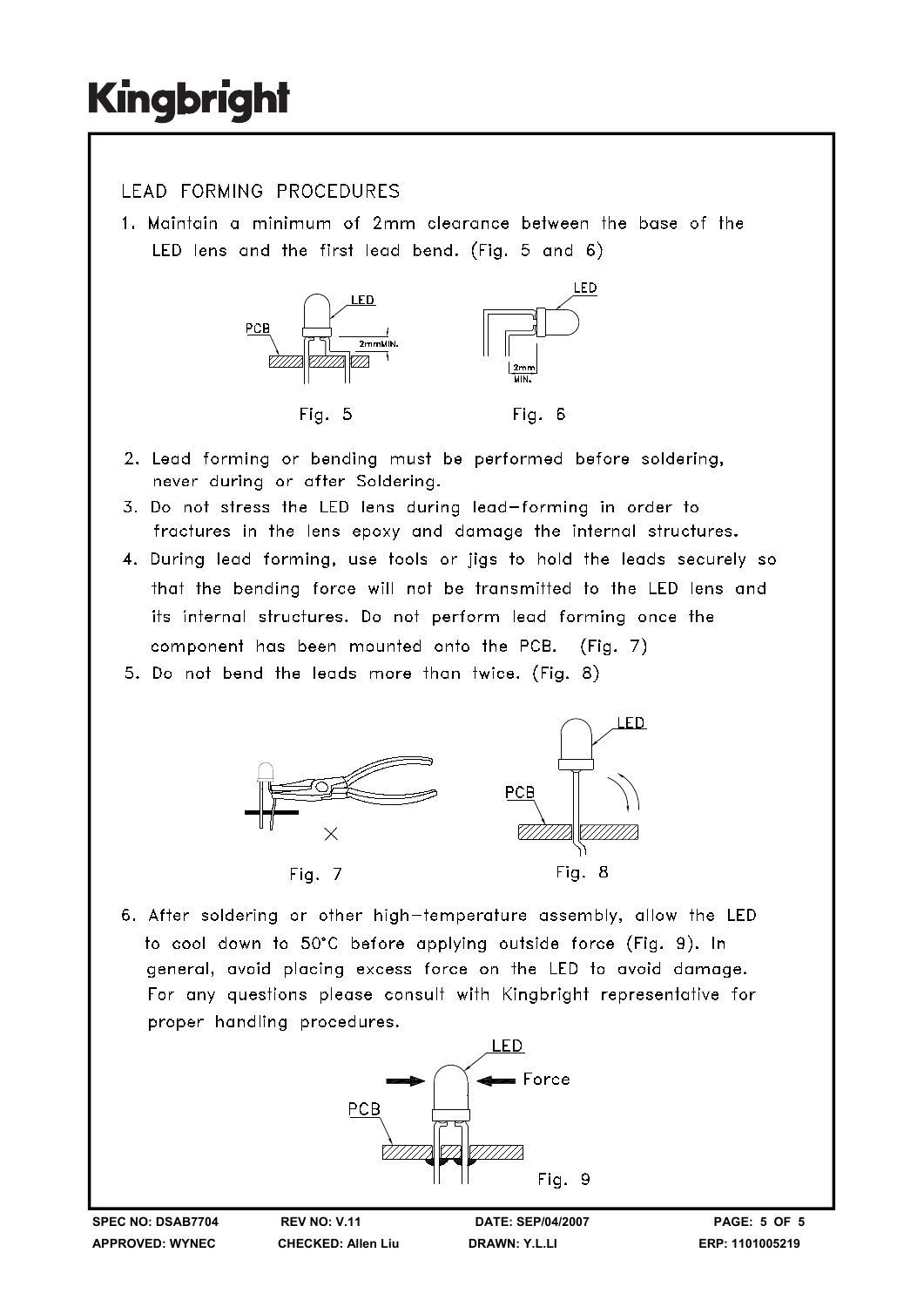# LEAD FORMING PROCEDURES

1. Maintain a minimum of 2mm clearance between the base of the LED lens and the first lead bend. (Fig. 5 and 6)

LED
PCB
2mmMIN.

Fig. 5

LED
2mm MIN.

Fig. 6

2. Lead forming or bending must be performed before soldering, never during or after Soldering.
3. Do not stress the LED lens during lead-forming in order to fractures in the lens epoxy and damage the internal structures.
4. During lead forming, use tools or jigs to hold the leads securely so that the bending force will not be transmitted to the LED lens and its internal structures. Do not perform lead forming once the component has been mounted onto the PCB. (Fig. 7)
5. Do not bend the leads more than twice. (Fig. 8)

×

Fig. 7

LED
PCB

Fig. 8

6. After soldering or other high-temperature assembly, allow the LED to cool down to 50°C before applying outside force (Fig. 9). In general, avoid placing excess force on the LED to avoid damage. For any questions please consult with Kingbright representative for proper handling procedures.

LED
Force
PCB

Fig. 9

SPEC NO: DSAB7704 REV NO: V.11 DATE: SEP/04/2007
APPROVED: WYNEC CHECKED: Allen Liu DRAWN: Y.L.LI ERP: 1101005219